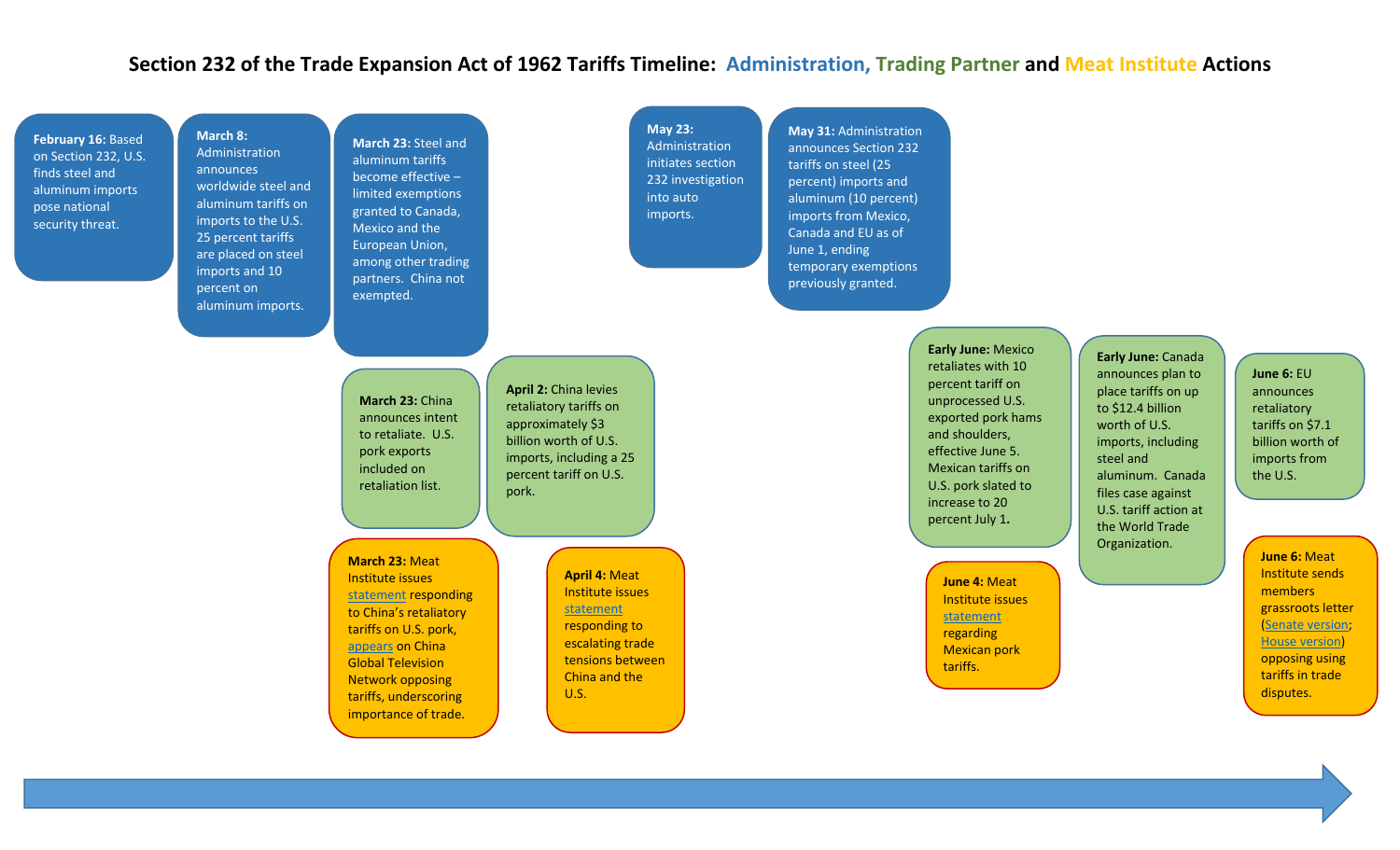# Section 232 of the Trade Expansion Act of 1962 Tariffs Timeline: Administration, Trading Partner and Meat Institute Actions

**February 16:** Based on Section 232, U.S. finds steel and aluminum imports pose national security threat.

**March 8:** Administration announces worldwide steel and aluminum tariffs on imports to the U.S. 25 percent tariffs are placed on steel imports and 10 percent on aluminum imports.

**March 23:** Steel and aluminum tariffs become effective – limited exemptions granted to Canada, Mexico and the European Union, among other trading partners. China not exempted.

**March 23:** China announces intent to retaliate. U.S. pork exports included on retaliation list.

**March 23:** Meat Institute issues statement responding to China's retaliatory tariffs on U.S. pork, appears on China Global Television Network opposing tariffs, underscoring importance of trade.

**April 2:** China levies retaliatory tariffs on approximately $3 billion worth of U.S. imports, including a 25 percent tariff on U.S. pork.

**April 4:** Meat Institute issues statement responding to escalating trade tensions between China and the U.S.

**May 23:** Administration initiates section 232 investigation into auto imports.

**May 31:** Administration announces Section 232 tariffs on steel (25 percent) imports and aluminum (10 percent) imports from Mexico, Canada and EU as of June 1, ending temporary exemptions previously granted.

**Early June:** Mexico retaliates with 10 percent tariff on unprocessed U.S. exported pork hams and shoulders, effective June 5. Mexican tariffs on U.S. pork slated to increase to 20 percent July 1.

**June 4:** Meat Institute issues statement regarding Mexican pork tariffs.

**Early June:** Canada announces plan to place tariffs on up to $12.4 billion worth of U.S. imports, including steel and aluminum. Canada files case against U.S. tariff action at the World Trade Organization.

**June 6:** EU announces retaliatory tariffs on $7.1 billion worth of imports from the U.S.

**June 6:** Meat Institute sends members grassroots letter (Senate version; House version) opposing using tariffs in trade disputes.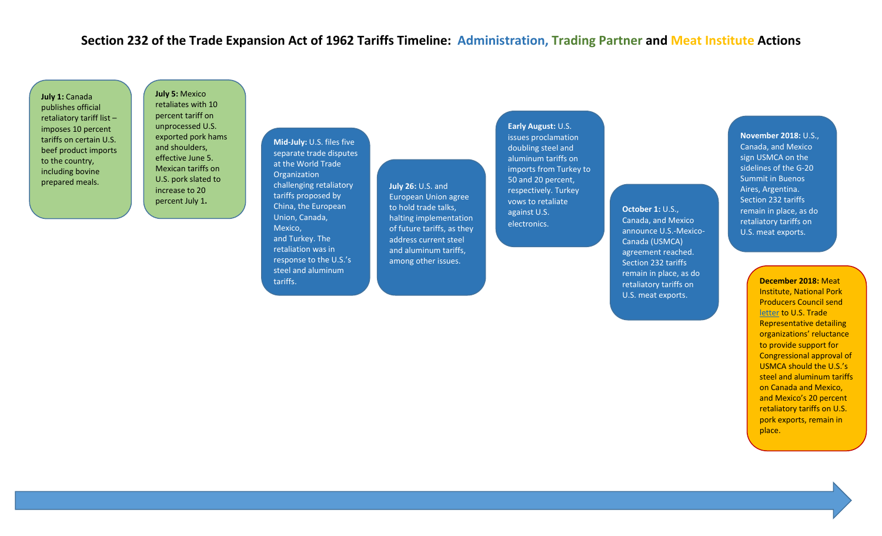# Section 232 of the Trade Expansion Act of 1962 Tariffs Timeline: Administration, Trading Partner and Meat Institute Actions

**July 1:** Canada publishes official retaliatory tariff list – imposes 10 percent tariffs on certain U.S. beef product imports to the country, including bovine prepared meals.

**July 5:** Mexico retaliates with 10 percent tariff on unprocessed U.S. exported pork hams and shoulders, effective June 5. Mexican tariffs on U.S. pork slated to increase to 20 percent July 1.

**Mid-July:** U.S. files five separate trade disputes at the World Trade Organization challenging retaliatory tariffs proposed by China, the European Union, Canada, Mexico, and Turkey. The retaliation was in response to the U.S.'s steel and aluminum tariffs.

**July 26:** U.S. and European Union agree to hold trade talks, halting implementation of future tariffs, as they address current steel and aluminum tariffs, among other issues.

**Early August:** U.S. issues proclamation doubling steel and aluminum tariffs on imports from Turkey to 50 and 20 percent, respectively. Turkey vows to retaliate against U.S. electronics.

**October 1:** U.S., Canada, and Mexico announce U.S.-Mexico-Canada (USMCA) agreement reached. Section 232 tariffs remain in place, as do retaliatory tariffs on U.S. meat exports.

**November 2018:** U.S., Canada, and Mexico sign USMCA on the sidelines of the G-20 Summit in Buenos Aires, Argentina. Section 232 tariffs remain in place, as do retaliatory tariffs on U.S. meat exports.

**December 2018:** Meat Institute, National Pork Producers Council send letter to U.S. Trade Representative detailing organizations' reluctance to provide support for Congressional approval of USMCA should the U.S.'s steel and aluminum tariffs on Canada and Mexico, and Mexico's 20 percent retaliatory tariffs on U.S. pork exports, remain in place.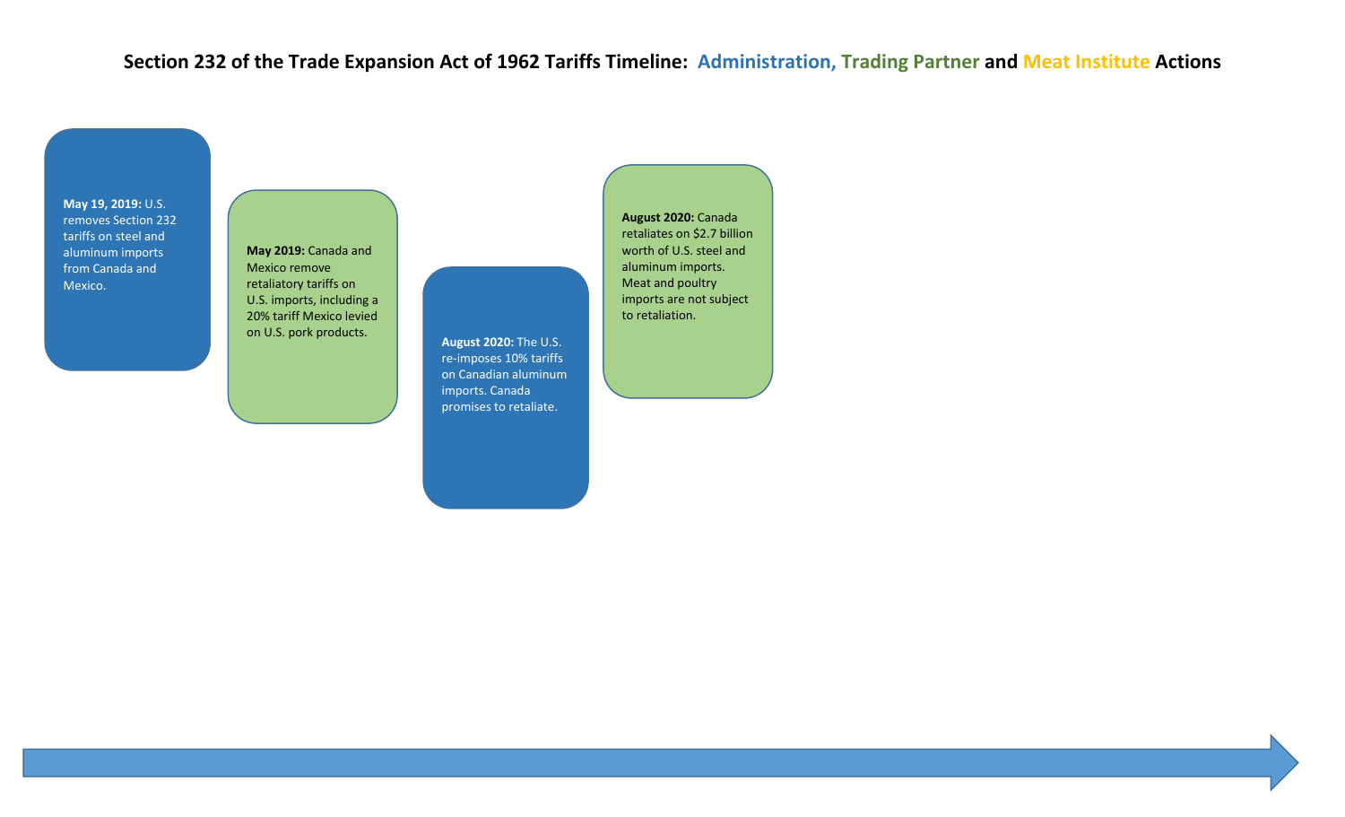# Section 232 of the Trade Expansion Act of 1962 Tariffs Timeline: Administration, Trading Partner and Meat Institute Actions

**May 19, 2019:** U.S. removes Section 232 tariffs on steel and aluminum imports from Canada and Mexico.

**May 2019:** Canada and Mexico remove retaliatory tariffs on U.S. imports, including a 20% tariff Mexico levied on U.S. pork products.

**August 2020:** The U.S. re-imposes 10% tariffs on Canadian aluminum imports. Canada promises to retaliate.

**August 2020:** Canada retaliates on $2.7 billion worth of U.S. steel and aluminum imports. Meat and poultry imports are not subject to retaliation.